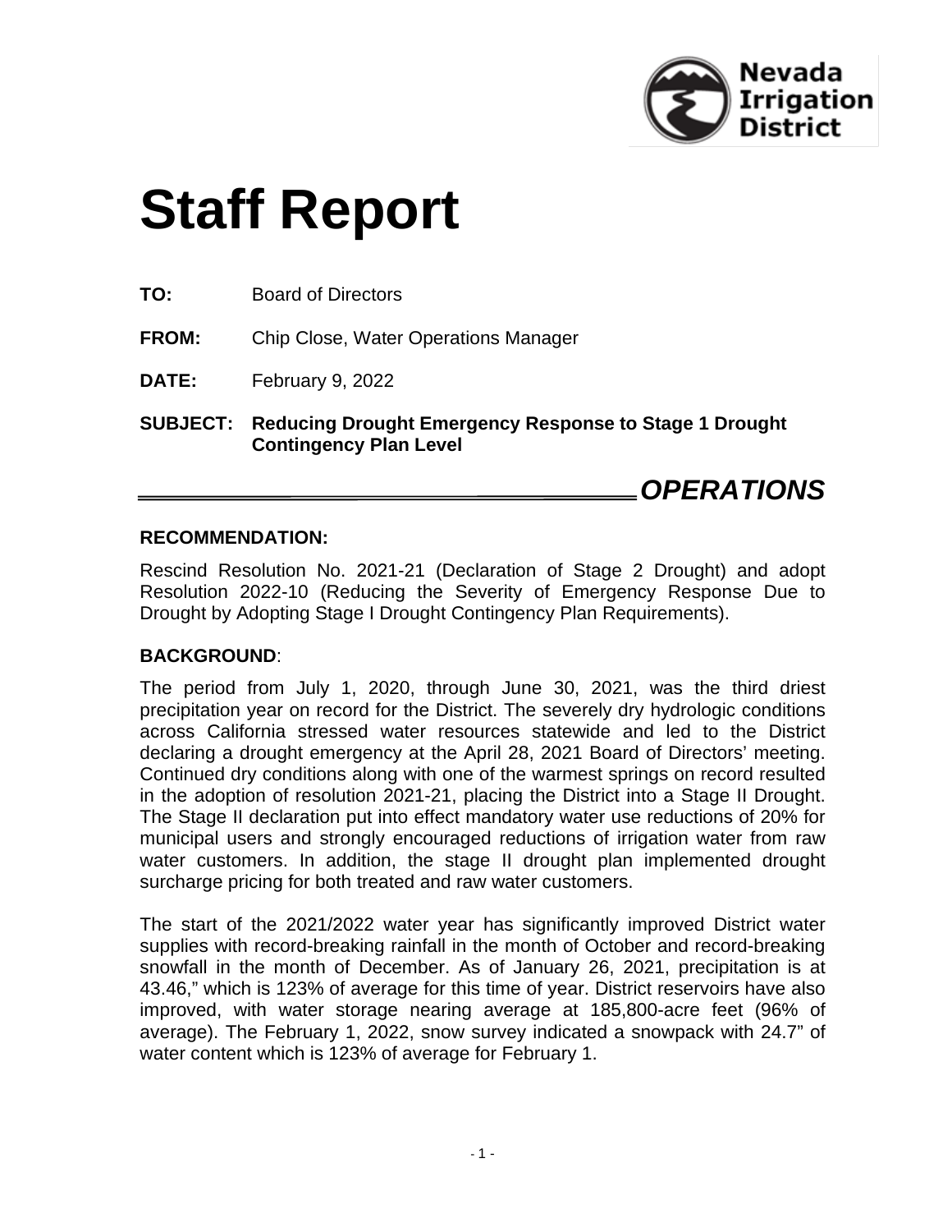Nevada Irrigation District

# Staff Report

**TO:** Board of Directors

**FROM:** Chip Close, Water Operations Manager

**DATE:** February 9, 2022

**SUBJECT: Reducing Drought Emergency Response to Stage 1 Drought Contingency Plan Level**

***OPERATIONS***

**RECOMMENDATION:**

Rescind Resolution No. 2021-21 (Declaration of Stage 2 Drought) and adopt Resolution 2022-10 (Reducing the Severity of Emergency Response Due to Drought by Adopting Stage I Drought Contingency Plan Requirements).

**BACKGROUND**:

The period from July 1, 2020, through June 30, 2021, was the third driest precipitation year on record for the District. The severely dry hydrologic conditions across California stressed water resources statewide and led to the District declaring a drought emergency at the April 28, 2021 Board of Directors' meeting. Continued dry conditions along with one of the warmest springs on record resulted in the adoption of resolution 2021-21, placing the District into a Stage II Drought. The Stage II declaration put into effect mandatory water use reductions of 20% for municipal users and strongly encouraged reductions of irrigation water from raw water customers. In addition, the stage II drought plan implemented drought surcharge pricing for both treated and raw water customers.

The start of the 2021/2022 water year has significantly improved District water supplies with record-breaking rainfall in the month of October and record-breaking snowfall in the month of December. As of January 26, 2021, precipitation is at 43.46," which is 123% of average for this time of year. District reservoirs have also improved, with water storage nearing average at 185,800-acre feet (96% of average). The February 1, 2022, snow survey indicated a snowpack with 24.7" of water content which is 123% of average for February 1.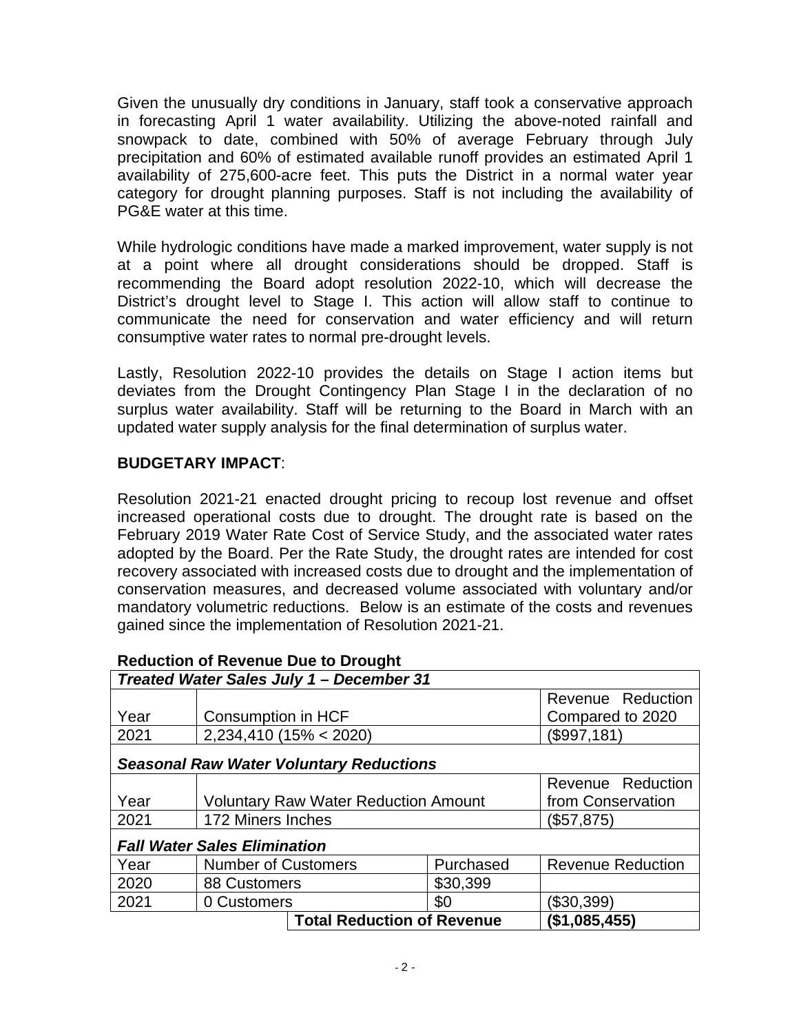Given the unusually dry conditions in January, staff took a conservative approach in forecasting April 1 water availability. Utilizing the above-noted rainfall and snowpack to date, combined with 50% of average February through July precipitation and 60% of estimated available runoff provides an estimated April 1 availability of 275,600-acre feet. This puts the District in a normal water year category for drought planning purposes. Staff is not including the availability of PG&E water at this time.

While hydrologic conditions have made a marked improvement, water supply is not at a point where all drought considerations should be dropped. Staff is recommending the Board adopt resolution 2022-10, which will decrease the District's drought level to Stage I. This action will allow staff to continue to communicate the need for conservation and water efficiency and will return consumptive water rates to normal pre-drought levels.

Lastly, Resolution 2022-10 provides the details on Stage I action items but deviates from the Drought Contingency Plan Stage I in the declaration of no surplus water availability. Staff will be returning to the Board in March with an updated water supply analysis for the final determination of surplus water.

**BUDGETARY IMPACT**:

Resolution 2021-21 enacted drought pricing to recoup lost revenue and offset increased operational costs due to drought. The drought rate is based on the February 2019 Water Rate Cost of Service Study, and the associated water rates adopted by the Board. Per the Rate Study, the drought rates are intended for cost recovery associated with increased costs due to drought and the implementation of conservation measures, and decreased volume associated with voluntary and/or mandatory volumetric reductions. Below is an estimate of the costs and revenues gained since the implementation of Resolution 2021-21.

**Reduction of Revenue Due to Drought**

| ***Treated Water Sales July 1 – December 31*** | | | |
|---|---|---|---|
| Year | Consumption in HCF | | Revenue Reduction Compared to 2020 |
| 2021 | 2,234,410 (15% < 2020) | | ($997,181) |
| ***Seasonal Raw Water Voluntary Reductions*** | | | |
| Year | Voluntary Raw Water Reduction Amount | | Revenue Reduction from Conservation |
| 2021 | 172 Miners Inches | | ($57,875) |
| ***Fall Water Sales Elimination*** | | | |
| Year | Number of Customers | Purchased | Revenue Reduction |
| 2020 | 88 Customers | $30,399 | |
| 2021 | 0 Customers | $0 | ($30,399) |
| | **Total Reduction of Revenue** | | **($1,085,455)** |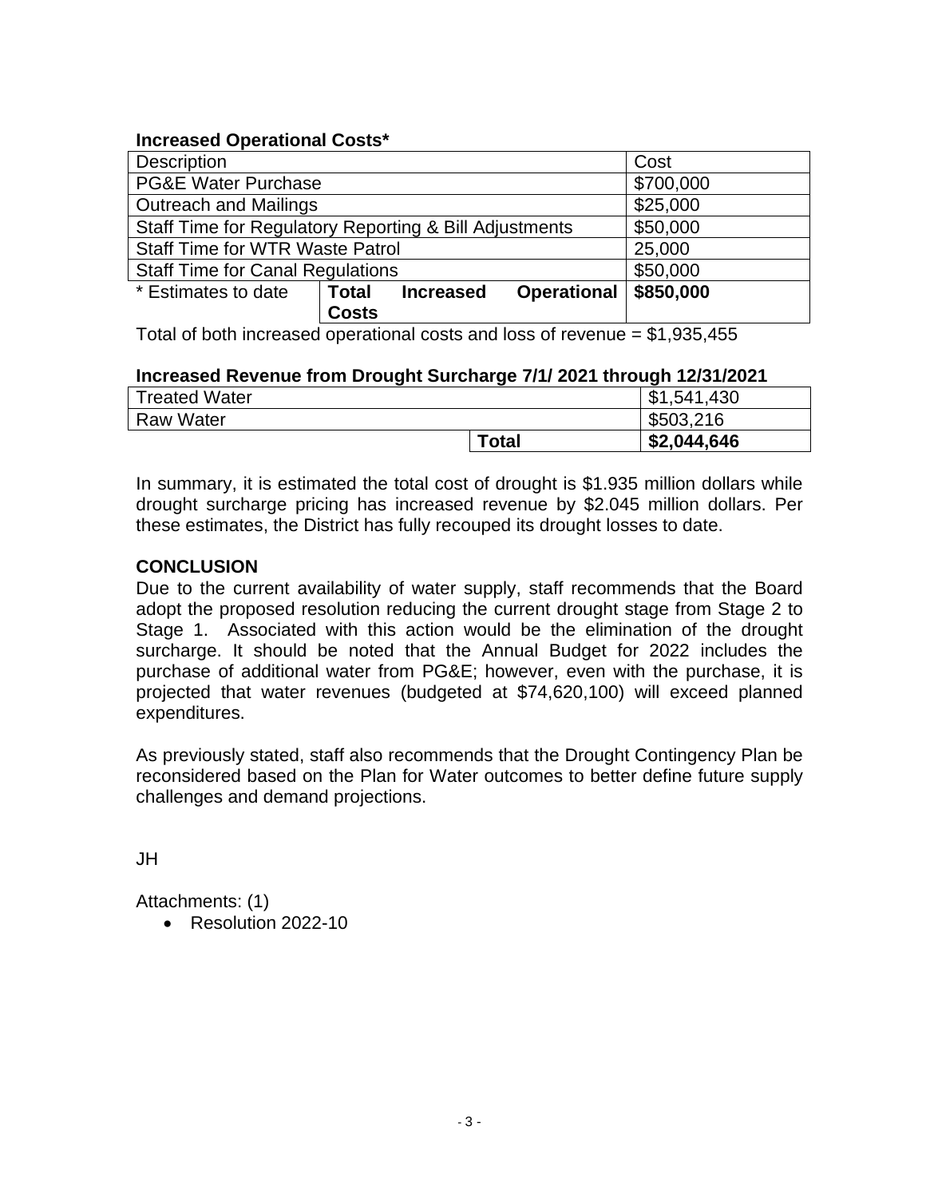**Increased Operational Costs***

| Description | | Cost |
|---|---|---|
| PG&E Water Purchase | | $700,000 |
| Outreach and Mailings | | $25,000 |
| Staff Time for Regulatory Reporting & Bill Adjustments | | $50,000 |
| Staff Time for WTR Waste Patrol | | 25,000 |
| Staff Time for Canal Regulations | | $50,000 |
| * Estimates to date | **Total Increased Operational Costs** | **$850,000** |

Total of both increased operational costs and loss of revenue = $1,935,455

**Increased Revenue from Drought Surcharge 7/1/ 2021 through 12/31/2021**

| | | |
|---|---|---|
| Treated Water | | $1,541,430 |
| Raw Water | | $503,216 |
| | **Total** | **$2,044,646** |

In summary, it is estimated the total cost of drought is $1.935 million dollars while drought surcharge pricing has increased revenue by $2.045 million dollars. Per these estimates, the District has fully recouped its drought losses to date.

**CONCLUSION**

Due to the current availability of water supply, staff recommends that the Board adopt the proposed resolution reducing the current drought stage from Stage 2 to Stage 1. Associated with this action would be the elimination of the drought surcharge. It should be noted that the Annual Budget for 2022 includes the purchase of additional water from PG&E; however, even with the purchase, it is projected that water revenues (budgeted at $74,620,100) will exceed planned expenditures.

As previously stated, staff also recommends that the Drought Contingency Plan be reconsidered based on the Plan for Water outcomes to better define future supply challenges and demand projections.

JH

Attachments: (1)

- Resolution 2022-10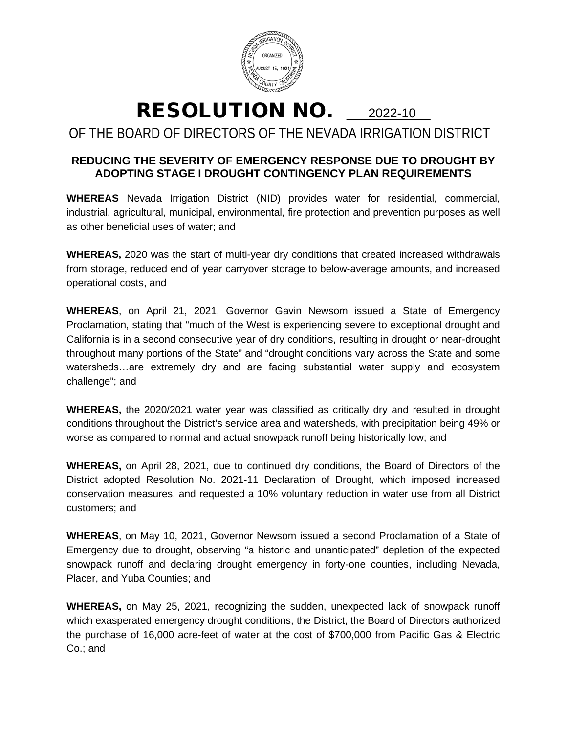# RESOLUTION NO. 2022-10

## OF THE BOARD OF DIRECTORS OF THE NEVADA IRRIGATION DISTRICT

### REDUCING THE SEVERITY OF EMERGENCY RESPONSE DUE TO DROUGHT BY ADOPTING STAGE I DROUGHT CONTINGENCY PLAN REQUIREMENTS

**WHEREAS** Nevada Irrigation District (NID) provides water for residential, commercial, industrial, agricultural, municipal, environmental, fire protection and prevention purposes as well as other beneficial uses of water; and

**WHEREAS,** 2020 was the start of multi-year dry conditions that created increased withdrawals from storage, reduced end of year carryover storage to below-average amounts, and increased operational costs, and

**WHEREAS**, on April 21, 2021, Governor Gavin Newsom issued a State of Emergency Proclamation, stating that "much of the West is experiencing severe to exceptional drought and California is in a second consecutive year of dry conditions, resulting in drought or near-drought throughout many portions of the State" and "drought conditions vary across the State and some watersheds…are extremely dry and are facing substantial water supply and ecosystem challenge"; and

**WHEREAS,** the 2020/2021 water year was classified as critically dry and resulted in drought conditions throughout the District's service area and watersheds, with precipitation being 49% or worse as compared to normal and actual snowpack runoff being historically low; and

**WHEREAS,** on April 28, 2021, due to continued dry conditions, the Board of Directors of the District adopted Resolution No. 2021-11 Declaration of Drought, which imposed increased conservation measures, and requested a 10% voluntary reduction in water use from all District customers; and

**WHEREAS**, on May 10, 2021, Governor Newsom issued a second Proclamation of a State of Emergency due to drought, observing "a historic and unanticipated" depletion of the expected snowpack runoff and declaring drought emergency in forty-one counties, including Nevada, Placer, and Yuba Counties; and

**WHEREAS,** on May 25, 2021, recognizing the sudden, unexpected lack of snowpack runoff which exasperated emergency drought conditions, the District, the Board of Directors authorized the purchase of 16,000 acre-feet of water at the cost of $700,000 from Pacific Gas & Electric Co.; and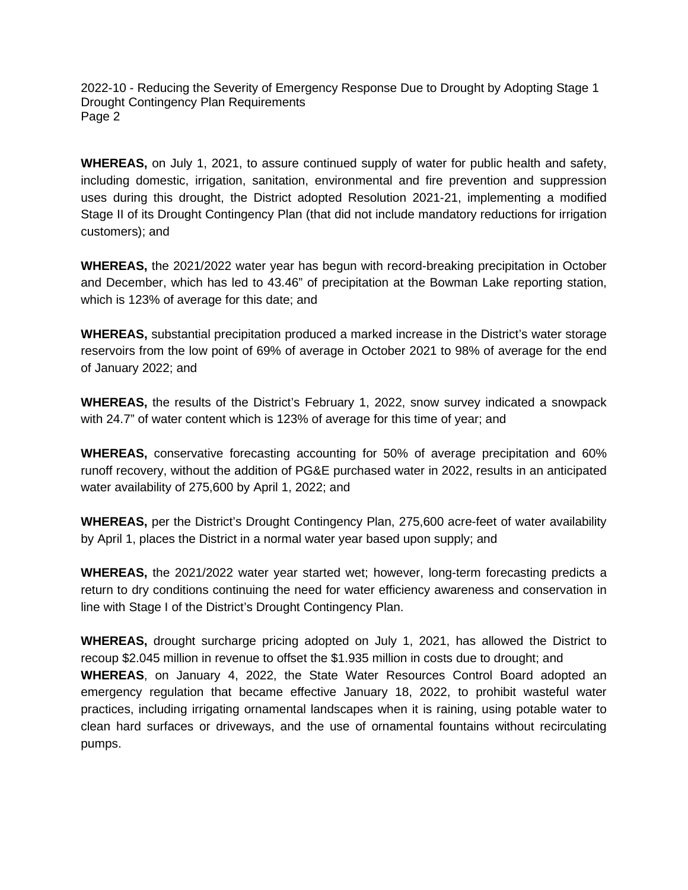**WHEREAS,** on July 1, 2021, to assure continued supply of water for public health and safety, including domestic, irrigation, sanitation, environmental and fire prevention and suppression uses during this drought, the District adopted Resolution 2021-21, implementing a modified Stage II of its Drought Contingency Plan (that did not include mandatory reductions for irrigation customers); and

**WHEREAS,** the 2021/2022 water year has begun with record-breaking precipitation in October and December, which has led to 43.46" of precipitation at the Bowman Lake reporting station, which is 123% of average for this date; and

**WHEREAS,** substantial precipitation produced a marked increase in the District's water storage reservoirs from the low point of 69% of average in October 2021 to 98% of average for the end of January 2022; and

**WHEREAS,** the results of the District's February 1, 2022, snow survey indicated a snowpack with 24.7" of water content which is 123% of average for this time of year; and

**WHEREAS,** conservative forecasting accounting for 50% of average precipitation and 60% runoff recovery, without the addition of PG&E purchased water in 2022, results in an anticipated water availability of 275,600 by April 1, 2022; and

**WHEREAS,** per the District's Drought Contingency Plan, 275,600 acre-feet of water availability by April 1, places the District in a normal water year based upon supply; and

**WHEREAS,** the 2021/2022 water year started wet; however, long-term forecasting predicts a return to dry conditions continuing the need for water efficiency awareness and conservation in line with Stage I of the District's Drought Contingency Plan.

**WHEREAS,** drought surcharge pricing adopted on July 1, 2021, has allowed the District to recoup $2.045 million in revenue to offset the $1.935 million in costs due to drought; and

**WHEREAS**, on January 4, 2022, the State Water Resources Control Board adopted an emergency regulation that became effective January 18, 2022, to prohibit wasteful water practices, including irrigating ornamental landscapes when it is raining, using potable water to clean hard surfaces or driveways, and the use of ornamental fountains without recirculating pumps.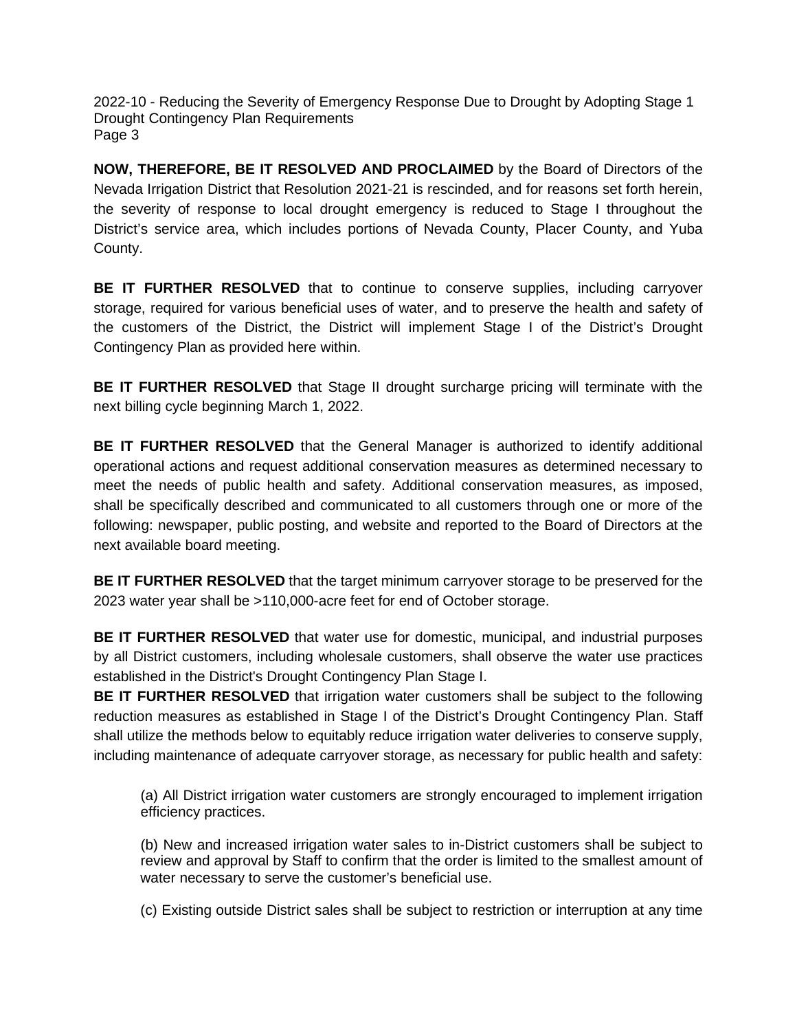**NOW, THEREFORE, BE IT RESOLVED AND PROCLAIMED** by the Board of Directors of the Nevada Irrigation District that Resolution 2021-21 is rescinded, and for reasons set forth herein, the severity of response to local drought emergency is reduced to Stage I throughout the District's service area, which includes portions of Nevada County, Placer County, and Yuba County.

**BE IT FURTHER RESOLVED** that to continue to conserve supplies, including carryover storage, required for various beneficial uses of water, and to preserve the health and safety of the customers of the District, the District will implement Stage I of the District's Drought Contingency Plan as provided here within.

**BE IT FURTHER RESOLVED** that Stage II drought surcharge pricing will terminate with the next billing cycle beginning March 1, 2022.

**BE IT FURTHER RESOLVED** that the General Manager is authorized to identify additional operational actions and request additional conservation measures as determined necessary to meet the needs of public health and safety. Additional conservation measures, as imposed, shall be specifically described and communicated to all customers through one or more of the following: newspaper, public posting, and website and reported to the Board of Directors at the next available board meeting.

**BE IT FURTHER RESOLVED** that the target minimum carryover storage to be preserved for the 2023 water year shall be >110,000-acre feet for end of October storage.

**BE IT FURTHER RESOLVED** that water use for domestic, municipal, and industrial purposes by all District customers, including wholesale customers, shall observe the water use practices established in the District's Drought Contingency Plan Stage I.

**BE IT FURTHER RESOLVED** that irrigation water customers shall be subject to the following reduction measures as established in Stage I of the District's Drought Contingency Plan. Staff shall utilize the methods below to equitably reduce irrigation water deliveries to conserve supply, including maintenance of adequate carryover storage, as necessary for public health and safety:

(a) All District irrigation water customers are strongly encouraged to implement irrigation efficiency practices.

(b) New and increased irrigation water sales to in-District customers shall be subject to review and approval by Staff to confirm that the order is limited to the smallest amount of water necessary to serve the customer's beneficial use.

(c) Existing outside District sales shall be subject to restriction or interruption at any time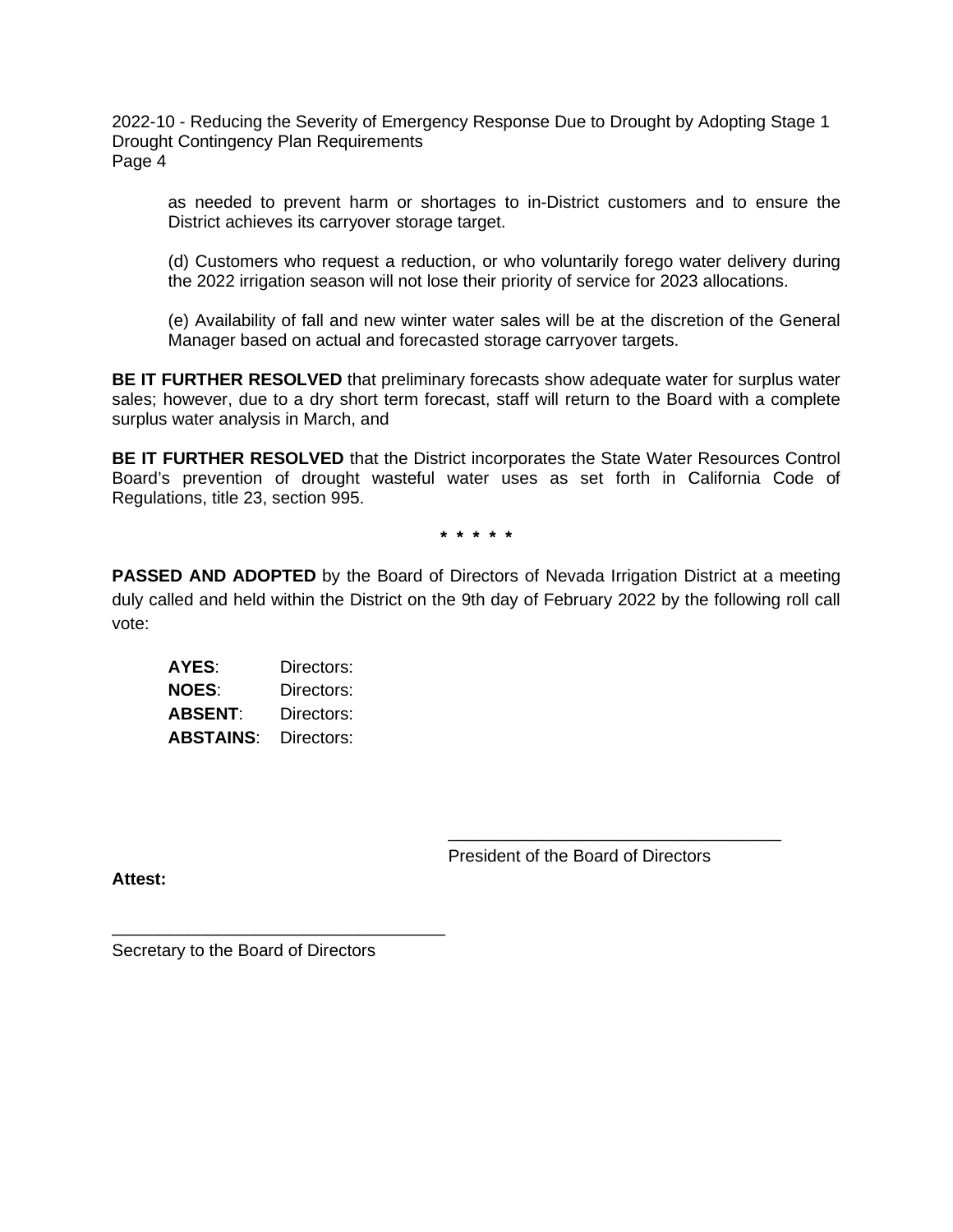as needed to prevent harm or shortages to in-District customers and to ensure the District achieves its carryover storage target.

(d) Customers who request a reduction, or who voluntarily forego water delivery during the 2022 irrigation season will not lose their priority of service for 2023 allocations.

(e) Availability of fall and new winter water sales will be at the discretion of the General Manager based on actual and forecasted storage carryover targets.

**BE IT FURTHER RESOLVED** that preliminary forecasts show adequate water for surplus water sales; however, due to a dry short term forecast, staff will return to the Board with a complete surplus water analysis in March, and

**BE IT FURTHER RESOLVED** that the District incorporates the State Water Resources Control Board's prevention of drought wasteful water uses as set forth in California Code of Regulations, title 23, section 995.

\* \* \* \* \*

**PASSED AND ADOPTED** by the Board of Directors of Nevada Irrigation District at a meeting duly called and held within the District on the 9th day of February 2022 by the following roll call vote:

**AYES**: Directors:
**NOES**: Directors:
**ABSENT**: Directors:
**ABSTAINS**: Directors:

___________________________________
President of the Board of Directors

**Attest:**

___________________________________
Secretary to the Board of Directors